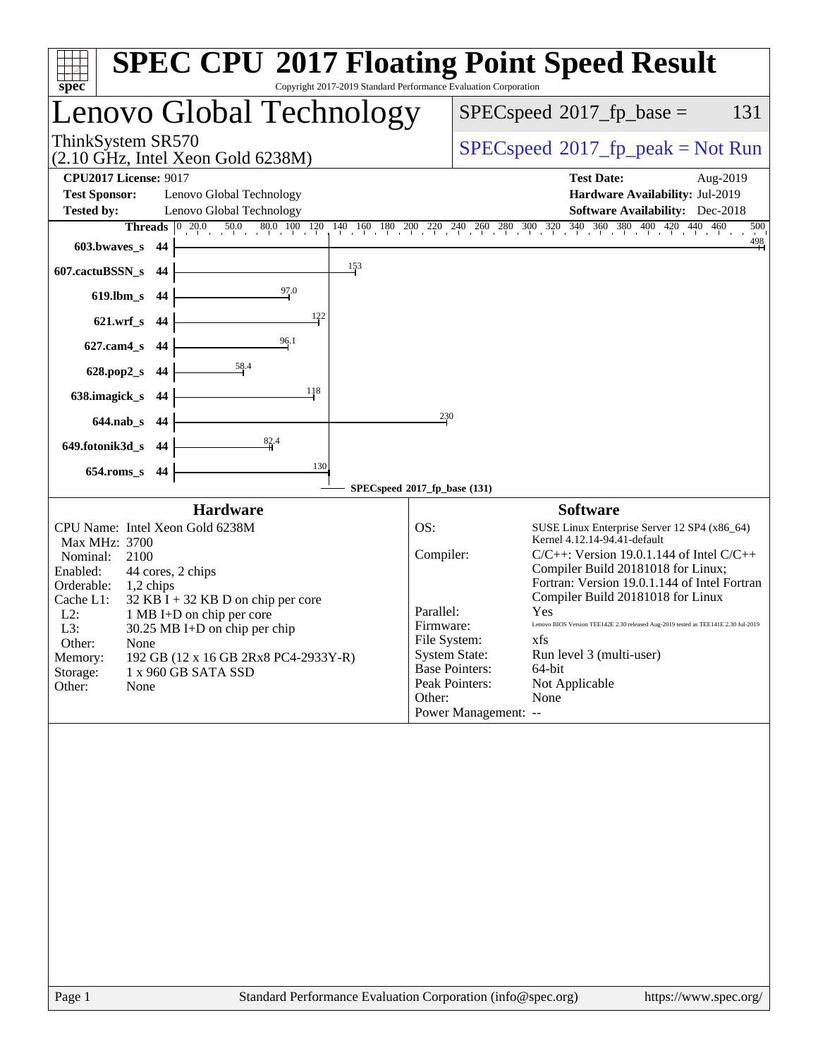# SPEC CPU 2017 Floating Point Speed Result

Copyright 2017-2019 Standard Performance Evaluation Corporation

## Lenovo Global Technology

ThinkSystem SR570
(2.10 GHz, Intel Xeon Gold 6238M)

SPECspeed 2017_fp_base = 131

SPECspeed 2017_fp_peak = Not Run

**CPU2017 License:** 9017
**Test Sponsor:** Lenovo Global Technology
**Tested by:** Lenovo Global Technology

**Test Date:** Aug-2019
**Hardware Availability:** Jul-2019
**Software Availability:** Dec-2018

| Benchmark | Threads | Base |
|---|---|---|
| 603.bwaves_s | 44 | 498 |
| 607.cactuBSSN_s | 44 | 153 |
| 619.lbm_s | 44 | 97.0 |
| 621.wrf_s | 44 | 122 |
| 627.cam4_s | 44 | 96.1 |
| 628.pop2_s | 44 | 58.4 |
| 638.imagick_s | 44 | 118 |
| 644.nab_s | 44 | 230 |
| 649.fotonik3d_s | 44 | 82.4 |
| 654.roms_s | 44 | 130 |

SPECspeed 2017_fp_base (131)

### Hardware

CPU Name: Intel Xeon Gold 6238M
Max MHz: 3700
Nominal: 2100
Enabled: 44 cores, 2 chips
Orderable: 1,2 chips
Cache L1: 32 KB I + 32 KB D on chip per core
L2: 1 MB I+D on chip per core
L3: 30.25 MB I+D on chip per chip
Other: None
Memory: 192 GB (12 x 16 GB 2Rx8 PC4-2933Y-R)
Storage: 1 x 960 GB SATA SSD
Other: None

### Software

OS: SUSE Linux Enterprise Server 12 SP4 (x86_64) Kernel 4.12.14-94.41-default
Compiler: C/C++: Version 19.0.1.144 of Intel C/C++ Compiler Build 20181018 for Linux; Fortran: Version 19.0.1.144 of Intel Fortran Compiler Build 20181018 for Linux
Parallel: Yes
Firmware: Lenovo BIOS Version TEE142E 2.30 released Aug-2019 tested as TEE141E 2.30 Jul-2019
File System: xfs
System State: Run level 3 (multi-user)
Base Pointers: 64-bit
Peak Pointers: Not Applicable
Other: None
Power Management: --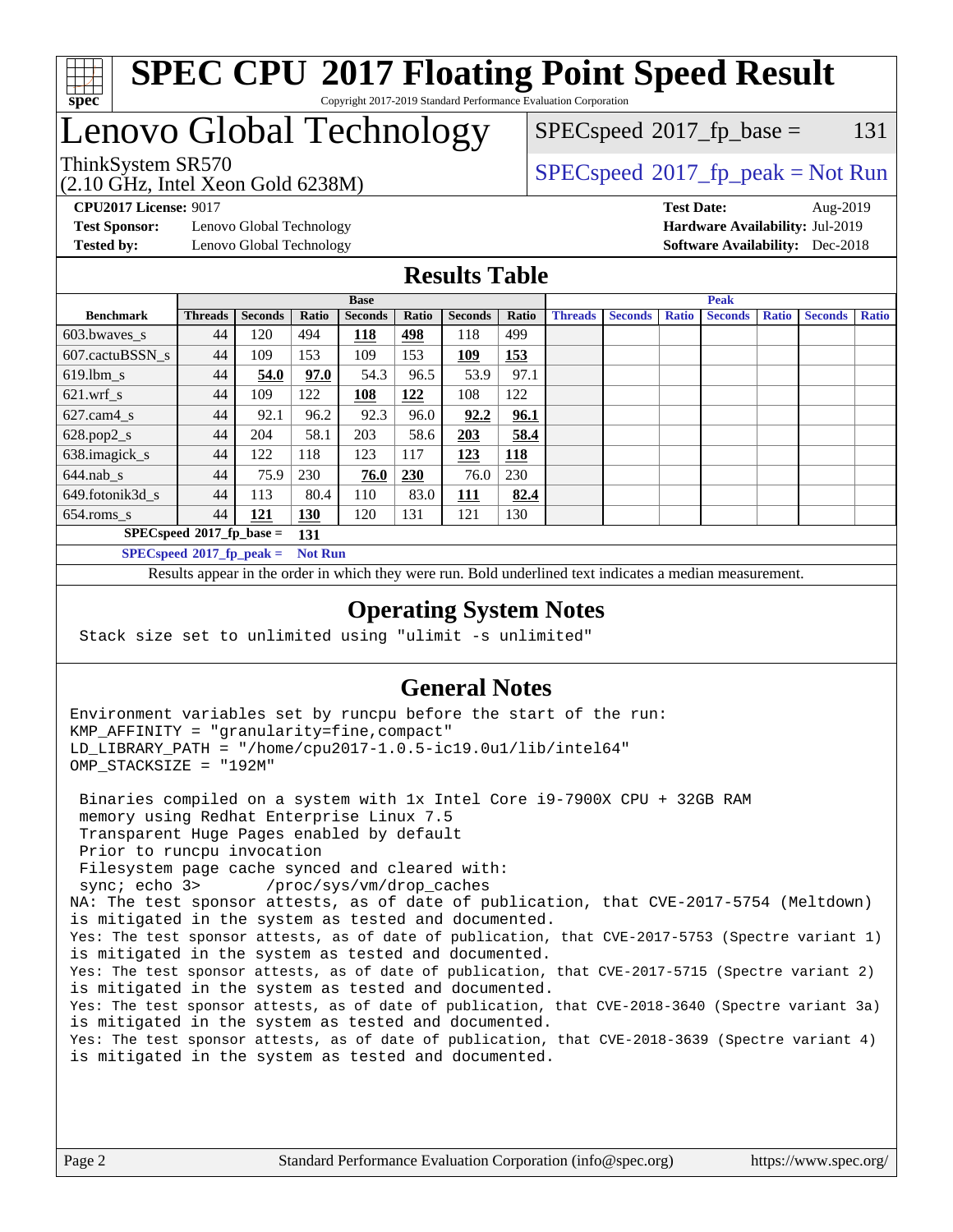# SPEC CPU 2017 Floating Point Speed Result

Copyright 2017-2019 Standard Performance Evaluation Corporation

# Lenovo Global Technology

ThinkSystem SR570
(2.10 GHz, Intel Xeon Gold 6238M)

SPECspeed 2017_fp_base = 131

SPECspeed 2017_fp_peak = Not Run

**CPU2017 License:** 9017
**Test Sponsor:** Lenovo Global Technology
**Tested by:** Lenovo Global Technology

**Test Date:** Aug-2019
**Hardware Availability:** Jul-2019
**Software Availability:** Dec-2018

## Results Table

| Benchmark | Base | | | | | | | Peak | | | | | | |
|---|---|---|---|---|---|---|---|---|---|---|---|---|---|---|
| | Threads | Seconds | Ratio | Seconds | Ratio | Seconds | Ratio | Threads | Seconds | Ratio | Seconds | Ratio | Seconds | Ratio |
| 603.bwaves_s | 44 | 120 | 494 | **118** | **498** | 118 | 499 | | | | | | | |
| 607.cactuBSSN_s | 44 | 109 | 153 | 109 | 153 | **109** | **153** | | | | | | | |
| 619.lbm_s | 44 | **54.0** | **97.0** | 54.3 | 96.5 | 53.9 | 97.1 | | | | | | | |
| 621.wrf_s | 44 | 109 | 122 | **108** | **122** | 108 | 122 | | | | | | | |
| 627.cam4_s | 44 | 92.1 | 96.2 | 92.3 | 96.0 | **92.2** | **96.1** | | | | | | | |
| 628.pop2_s | 44 | 204 | 58.1 | 203 | 58.6 | **203** | **58.4** | | | | | | | |
| 638.imagick_s | 44 | 122 | 118 | 123 | 117 | **123** | **118** | | | | | | | |
| 644.nab_s | 44 | 75.9 | 230 | **76.0** | **230** | 76.0 | 230 | | | | | | | |
| 649.fotonik3d_s | 44 | 113 | 80.4 | 110 | 83.0 | **111** | **82.4** | | | | | | | |
| 654.roms_s | 44 | **121** | **130** | 120 | 131 | 121 | 130 | | | | | | | |

**SPECspeed 2017_fp_base = 131**

**SPECspeed 2017_fp_peak = Not Run**

Results appear in the order in which they were run. Bold underlined text indicates a median measurement.

## Operating System Notes

```
Stack size set to unlimited using "ulimit -s unlimited"
```

## General Notes

```
Environment variables set by runcpu before the start of the run:
KMP_AFFINITY = "granularity=fine,compact"
LD_LIBRARY_PATH = "/home/cpu2017-1.0.5-ic19.0u1/lib/intel64"
OMP_STACKSIZE = "192M"

 Binaries compiled on a system with 1x Intel Core i9-7900X CPU + 32GB RAM
 memory using Redhat Enterprise Linux 7.5
 Transparent Huge Pages enabled by default
 Prior to runcpu invocation
 Filesystem page cache synced and cleared with:
 sync; echo 3>       /proc/sys/vm/drop_caches
NA: The test sponsor attests, as of date of publication, that CVE-2017-5754 (Meltdown)
is mitigated in the system as tested and documented.
Yes: The test sponsor attests, as of date of publication, that CVE-2017-5753 (Spectre variant 1)
is mitigated in the system as tested and documented.
Yes: The test sponsor attests, as of date of publication, that CVE-2017-5715 (Spectre variant 2)
is mitigated in the system as tested and documented.
Yes: The test sponsor attests, as of date of publication, that CVE-2018-3640 (Spectre variant 3a)
is mitigated in the system as tested and documented.
Yes: The test sponsor attests, as of date of publication, that CVE-2018-3639 (Spectre variant 4)
is mitigated in the system as tested and documented.
```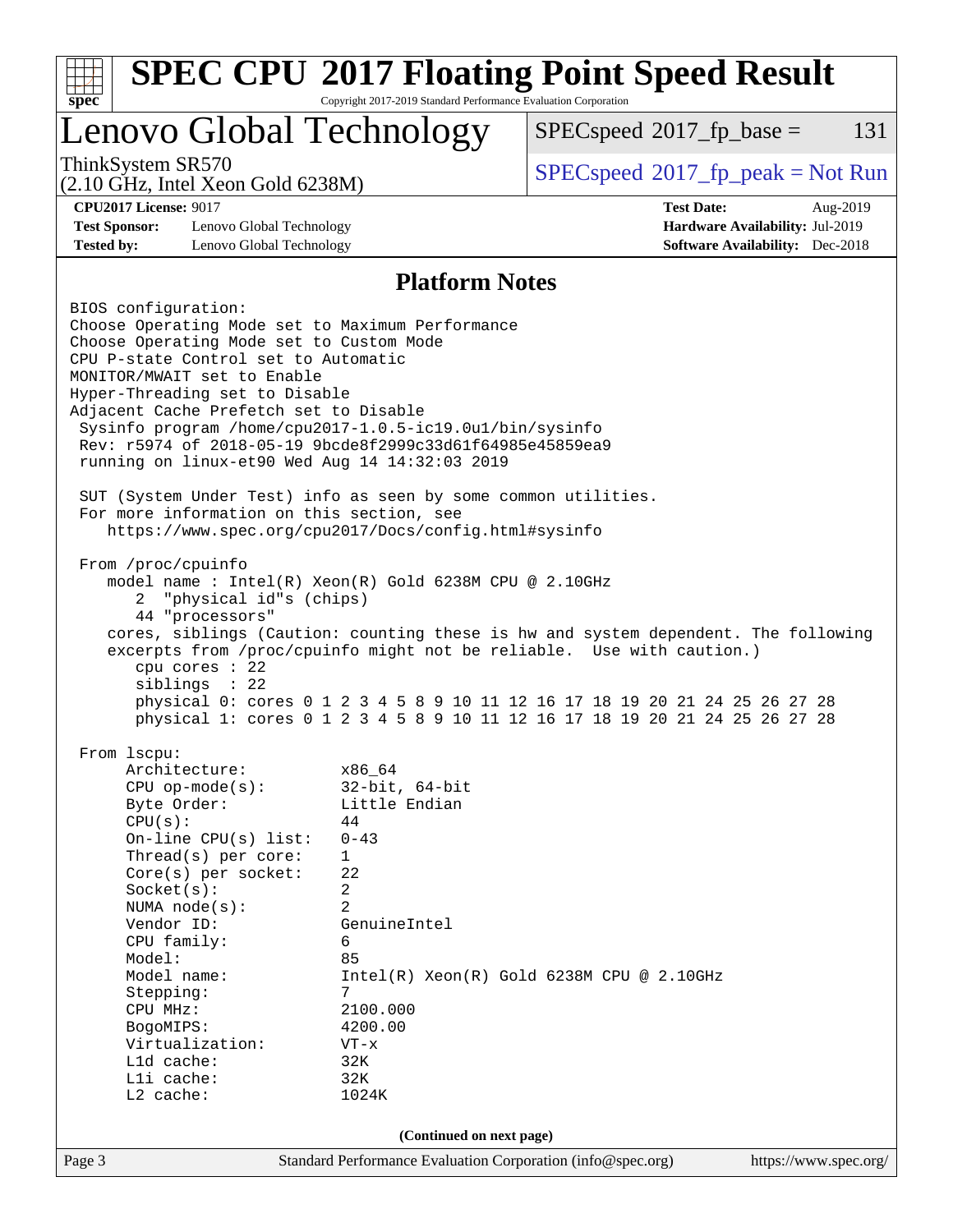## Platform Notes

```
BIOS configuration:
Choose Operating Mode set to Maximum Performance
Choose Operating Mode set to Custom Mode
CPU P-state Control set to Automatic
MONITOR/MWAIT set to Enable
Hyper-Threading set to Disable
Adjacent Cache Prefetch set to Disable
 Sysinfo program /home/cpu2017-1.0.5-ic19.0u1/bin/sysinfo
 Rev: r5974 of 2018-05-19 9bcde8f2999c33d61f64985e45859ea9
 running on linux-et90 Wed Aug 14 14:32:03 2019

 SUT (System Under Test) info as seen by some common utilities.
 For more information on this section, see
    https://www.spec.org/cpu2017/Docs/config.html#sysinfo

 From /proc/cpuinfo
    model name : Intel(R) Xeon(R) Gold 6238M CPU @ 2.10GHz
       2  "physical id"s (chips)
       44 "processors"
    cores, siblings (Caution: counting these is hw and system dependent. The following
    excerpts from /proc/cpuinfo might not be reliable.  Use with caution.)
       cpu cores : 22
       siblings  : 22
       physical 0: cores 0 1 2 3 4 5 8 9 10 11 12 16 17 18 19 20 21 24 25 26 27 28
       physical 1: cores 0 1 2 3 4 5 8 9 10 11 12 16 17 18 19 20 21 24 25 26 27 28

 From lscpu:
      Architecture:          x86_64
      CPU op-mode(s):        32-bit, 64-bit
      Byte Order:            Little Endian
      CPU(s):                44
      On-line CPU(s) list:   0-43
      Thread(s) per core:    1
      Core(s) per socket:    22
      Socket(s):             2
      NUMA node(s):          2
      Vendor ID:             GenuineIntel
      CPU family:            6
      Model:                 85
      Model name:            Intel(R) Xeon(R) Gold 6238M CPU @ 2.10GHz
      Stepping:              7
      CPU MHz:               2100.000
      BogoMIPS:              4200.00
      Virtualization:        VT-x
      L1d cache:             32K
      L1i cache:             32K
      L2 cache:              1024K
```

(Continued on next page)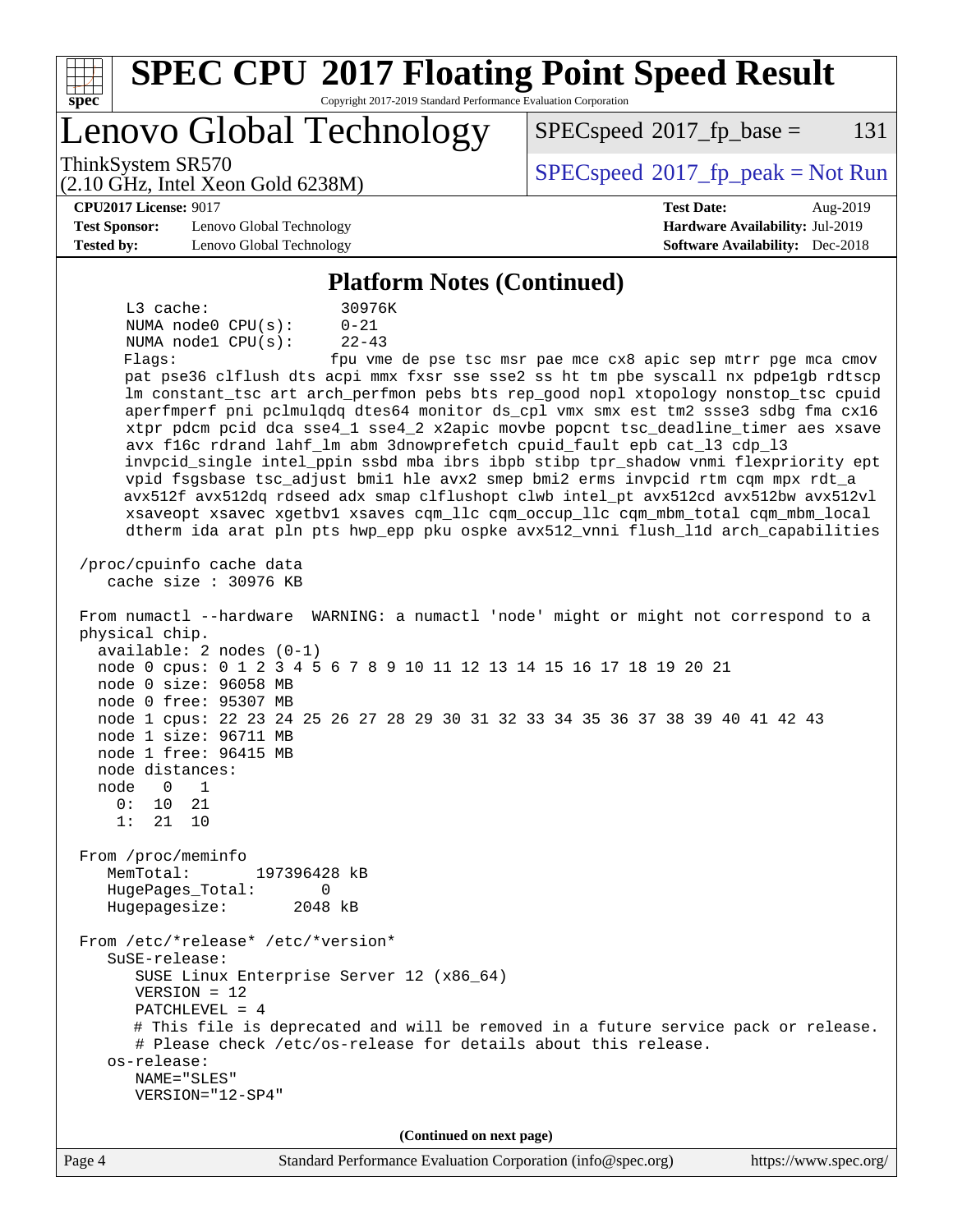## Platform Notes (Continued)

```
     L3 cache:              30976K
     NUMA node0 CPU(s):     0-21
     NUMA node1 CPU(s):     22-43
     Flags:                 fpu vme de pse tsc msr pae mce cx8 apic sep mtrr pge mca cmov
     pat pse36 clflush dts acpi mmx fxsr sse sse2 ss ht tm pbe syscall nx pdpe1gb rdtscp
     lm constant_tsc art arch_perfmon pebs bts rep_good nopl xtopology nonstop_tsc cpuid
     aperfmperf pni pclmulqdq dtes64 monitor ds_cpl vmx smx est tm2 ssse3 sdbg fma cx16
     xtpr pdcm pcid dca sse4_1 sse4_2 x2apic movbe popcnt tsc_deadline_timer aes xsave
     avx f16c rdrand lahf_lm abm 3dnowprefetch cpuid_fault epb cat_l3 cdp_l3
     invpcid_single intel_ppin ssbd mba ibrs ibpb stibp tpr_shadow vnmi flexpriority ept
     vpid fsgsbase tsc_adjust bmi1 hle avx2 smep bmi2 erms invpcid rtm cqm mpx rdt_a
     avx512f avx512dq rdseed adx smap clflushopt clwb intel_pt avx512cd avx512bw avx512vl
     xsaveopt xsavec xgetbv1 xsaves cqm_llc cqm_occup_llc cqm_mbm_total cqm_mbm_local
     dtherm ida arat pln pts hwp_epp pku ospke avx512_vnni flush_l1d arch_capabilities

 /proc/cpuinfo cache data
    cache size : 30976 KB

 From numactl --hardware  WARNING: a numactl 'node' might or might not correspond to a
 physical chip.
   available: 2 nodes (0-1)
   node 0 cpus: 0 1 2 3 4 5 6 7 8 9 10 11 12 13 14 15 16 17 18 19 20 21
   node 0 size: 96058 MB
   node 0 free: 95307 MB
   node 1 cpus: 22 23 24 25 26 27 28 29 30 31 32 33 34 35 36 37 38 39 40 41 42 43
   node 1 size: 96711 MB
   node 1 free: 96415 MB
   node distances:
   node   0   1
     0:  10  21
     1:  21  10

 From /proc/meminfo
    MemTotal:       197396428 kB
    HugePages_Total:       0
    Hugepagesize:       2048 kB

 From /etc/*release* /etc/*version*
    SuSE-release:
       SUSE Linux Enterprise Server 12 (x86_64)
       VERSION = 12
       PATCHLEVEL = 4
       # This file is deprecated and will be removed in a future service pack or release.
       # Please check /etc/os-release for details about this release.
    os-release:
       NAME="SLES"
       VERSION="12-SP4"
```

(Continued on next page)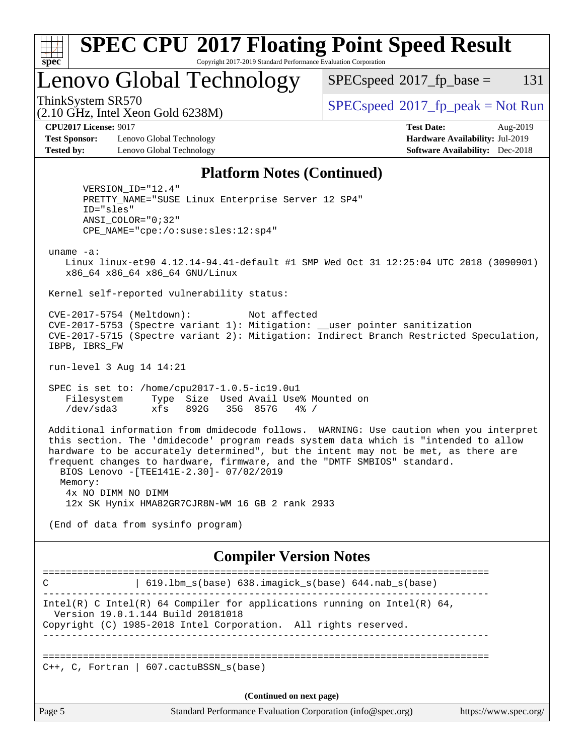## Platform Notes (Continued)

```
      VERSION_ID="12.4"
      PRETTY_NAME="SUSE Linux Enterprise Server 12 SP4"
      ID="sles"
      ANSI_COLOR="0;32"
      CPE_NAME="cpe:/o:suse:sles:12:sp4"

 uname -a:
    Linux linux-et90 4.12.14-94.41-default #1 SMP Wed Oct 31 12:25:04 UTC 2018 (3090901)
    x86_64 x86_64 x86_64 GNU/Linux

 Kernel self-reported vulnerability status:

 CVE-2017-5754 (Meltdown):          Not affected
 CVE-2017-5753 (Spectre variant 1): Mitigation: __user pointer sanitization
 CVE-2017-5715 (Spectre variant 2): Mitigation: Indirect Branch Restricted Speculation,
 IBPB, IBRS_FW

 run-level 3 Aug 14 14:21

 SPEC is set to: /home/cpu2017-1.0.5-ic19.0u1
    Filesystem     Type  Size  Used Avail Use% Mounted on
    /dev/sda3      xfs   892G   35G  857G   4% /

 Additional information from dmidecode follows.  WARNING: Use caution when you interpret
 this section. The 'dmidecode' program reads system data which is "intended to allow
 hardware to be accurately determined", but the intent may not be met, as there are
 frequent changes to hardware, firmware, and the "DMTF SMBIOS" standard.
   BIOS Lenovo -[TEE141E-2.30]- 07/02/2019
   Memory:
    4x NO DIMM NO DIMM
    12x SK Hynix HMA82GR7CJR8N-WM 16 GB 2 rank 2933

 (End of data from sysinfo program)
```

## Compiler Version Notes

```
==============================================================================
C               | 619.lbm_s(base) 638.imagick_s(base) 644.nab_s(base)
------------------------------------------------------------------------------
Intel(R) C Intel(R) 64 Compiler for applications running on Intel(R) 64,
  Version 19.0.1.144 Build 20181018
Copyright (C) 1985-2018 Intel Corporation.  All rights reserved.
------------------------------------------------------------------------------

==============================================================================
C++, C, Fortran | 607.cactuBSSN_s(base)
```

**(Continued on next page)**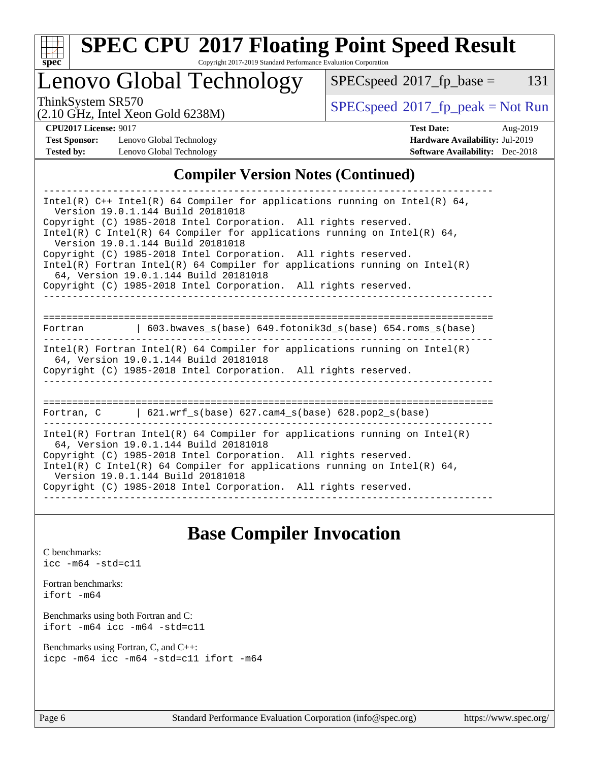## Compiler Version Notes (Continued)

```
------------------------------------------------------------------------------
Intel(R) C++ Intel(R) 64 Compiler for applications running on Intel(R) 64,
  Version 19.0.1.144 Build 20181018
Copyright (C) 1985-2018 Intel Corporation.  All rights reserved.
Intel(R) C Intel(R) 64 Compiler for applications running on Intel(R) 64,
  Version 19.0.1.144 Build 20181018
Copyright (C) 1985-2018 Intel Corporation.  All rights reserved.
Intel(R) Fortran Intel(R) 64 Compiler for applications running on Intel(R)
  64, Version 19.0.1.144 Build 20181018
Copyright (C) 1985-2018 Intel Corporation.  All rights reserved.
------------------------------------------------------------------------------

==============================================================================
Fortran         | 603.bwaves_s(base) 649.fotonik3d_s(base) 654.roms_s(base)
------------------------------------------------------------------------------
Intel(R) Fortran Intel(R) 64 Compiler for applications running on Intel(R)
  64, Version 19.0.1.144 Build 20181018
Copyright (C) 1985-2018 Intel Corporation.  All rights reserved.
------------------------------------------------------------------------------

==============================================================================
Fortran, C      | 621.wrf_s(base) 627.cam4_s(base) 628.pop2_s(base)
------------------------------------------------------------------------------
Intel(R) Fortran Intel(R) 64 Compiler for applications running on Intel(R)
  64, Version 19.0.1.144 Build 20181018
Copyright (C) 1985-2018 Intel Corporation.  All rights reserved.
Intel(R) C Intel(R) 64 Compiler for applications running on Intel(R) 64,
  Version 19.0.1.144 Build 20181018
Copyright (C) 1985-2018 Intel Corporation.  All rights reserved.
------------------------------------------------------------------------------
```

## Base Compiler Invocation

C benchmarks:
`icc -m64 -std=c11`

Fortran benchmarks:
`ifort -m64`

Benchmarks using both Fortran and C:
`ifort -m64 icc -m64 -std=c11`

Benchmarks using Fortran, C, and C++:
`icpc -m64 icc -m64 -std=c11 ifort -m64`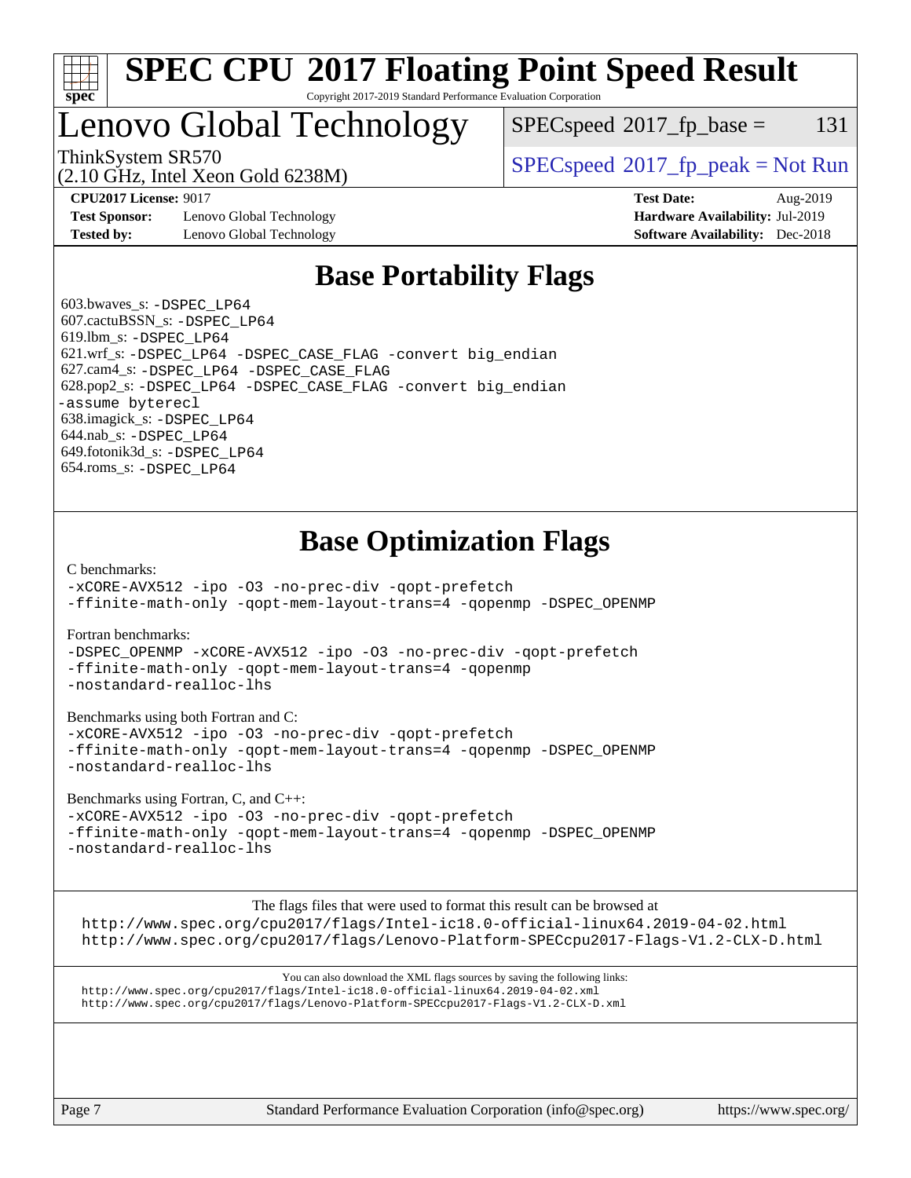# SPEC CPU 2017 Floating Point Speed Result

Copyright 2017-2019 Standard Performance Evaluation Corporation

## Lenovo Global Technology

ThinkSystem SR570
(2.10 GHz, Intel Xeon Gold 6238M)

SPECspeed 2017_fp_base = 131

SPECspeed 2017_fp_peak = Not Run

**CPU2017 License:** 9017
**Test Sponsor:** Lenovo Global Technology
**Tested by:** Lenovo Global Technology

**Test Date:** Aug-2019
**Hardware Availability:** Jul-2019
**Software Availability:** Dec-2018

## Base Portability Flags

603.bwaves_s: -DSPEC_LP64
607.cactuBSSN_s: -DSPEC_LP64
619.lbm_s: -DSPEC_LP64
621.wrf_s: -DSPEC_LP64 -DSPEC_CASE_FLAG -convert big_endian
627.cam4_s: -DSPEC_LP64 -DSPEC_CASE_FLAG
628.pop2_s: -DSPEC_LP64 -DSPEC_CASE_FLAG -convert big_endian -assume byterecl
638.imagick_s: -DSPEC_LP64
644.nab_s: -DSPEC_LP64
649.fotonik3d_s: -DSPEC_LP64
654.roms_s: -DSPEC_LP64

## Base Optimization Flags

C benchmarks:
-xCORE-AVX512 -ipo -O3 -no-prec-div -qopt-prefetch -ffinite-math-only -qopt-mem-layout-trans=4 -qopenmp -DSPEC_OPENMP

Fortran benchmarks:
-DSPEC_OPENMP -xCORE-AVX512 -ipo -O3 -no-prec-div -qopt-prefetch -ffinite-math-only -qopt-mem-layout-trans=4 -qopenmp -nostandard-realloc-lhs

Benchmarks using both Fortran and C:
-xCORE-AVX512 -ipo -O3 -no-prec-div -qopt-prefetch -ffinite-math-only -qopt-mem-layout-trans=4 -qopenmp -DSPEC_OPENMP -nostandard-realloc-lhs

Benchmarks using Fortran, C, and C++:
-xCORE-AVX512 -ipo -O3 -no-prec-div -qopt-prefetch -ffinite-math-only -qopt-mem-layout-trans=4 -qopenmp -DSPEC_OPENMP -nostandard-realloc-lhs

The flags files that were used to format this result can be browsed at
http://www.spec.org/cpu2017/flags/Intel-ic18.0-official-linux64.2019-04-02.html
http://www.spec.org/cpu2017/flags/Lenovo-Platform-SPECcpu2017-Flags-V1.2-CLX-D.html

You can also download the XML flags sources by saving the following links:
http://www.spec.org/cpu2017/flags/Intel-ic18.0-official-linux64.2019-04-02.xml
http://www.spec.org/cpu2017/flags/Lenovo-Platform-SPECcpu2017-Flags-V1.2-CLX-D.xml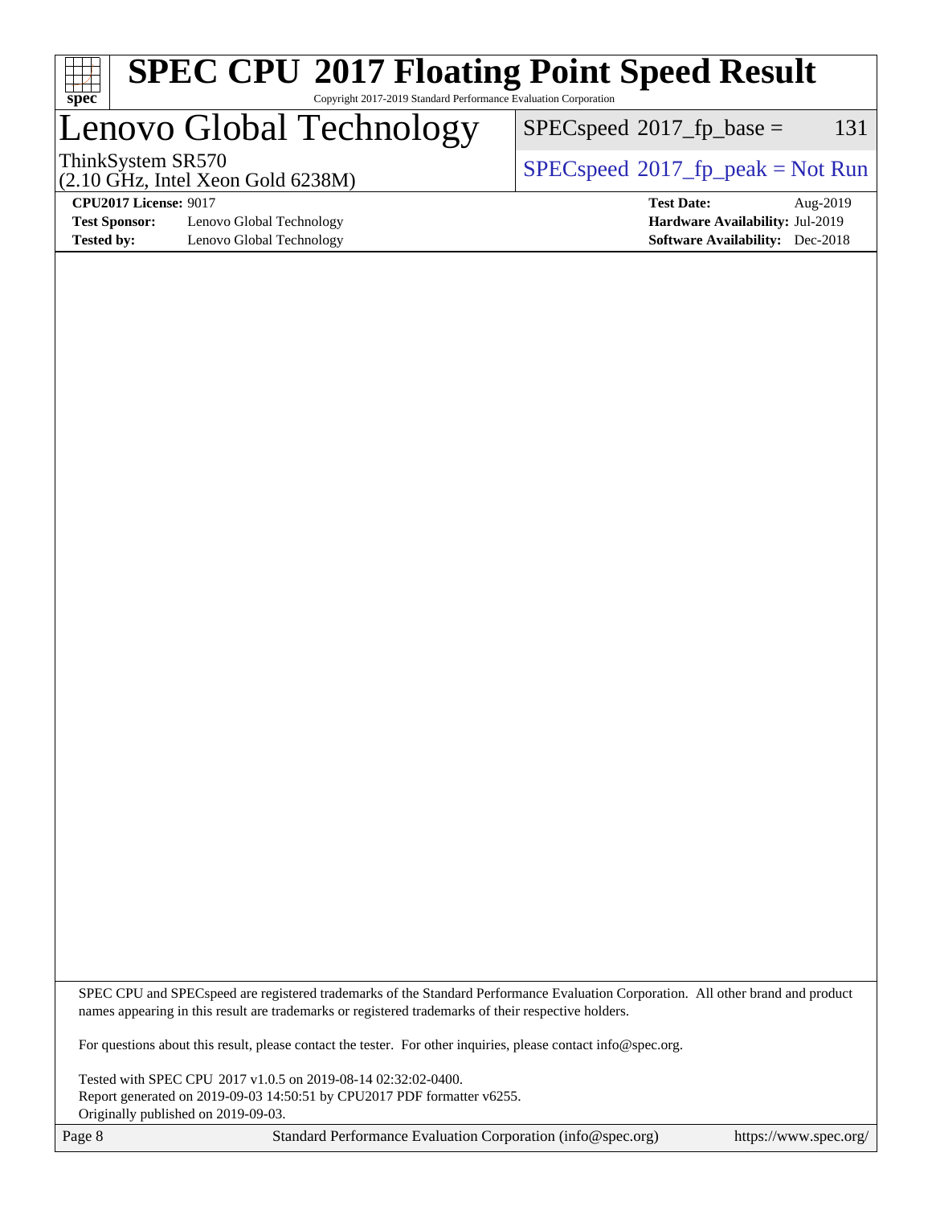SPEC CPU and SPECspeed are registered trademarks of the Standard Performance Evaluation Corporation. All other brand and product names appearing in this result are trademarks or registered trademarks of their respective holders.

For questions about this result, please contact the tester. For other inquiries, please contact info@spec.org.

Tested with SPEC CPU 2017 v1.0.5 on 2019-08-14 02:32:02-0400.
Report generated on 2019-09-03 14:50:51 by CPU2017 PDF formatter v6255.
Originally published on 2019-09-03.